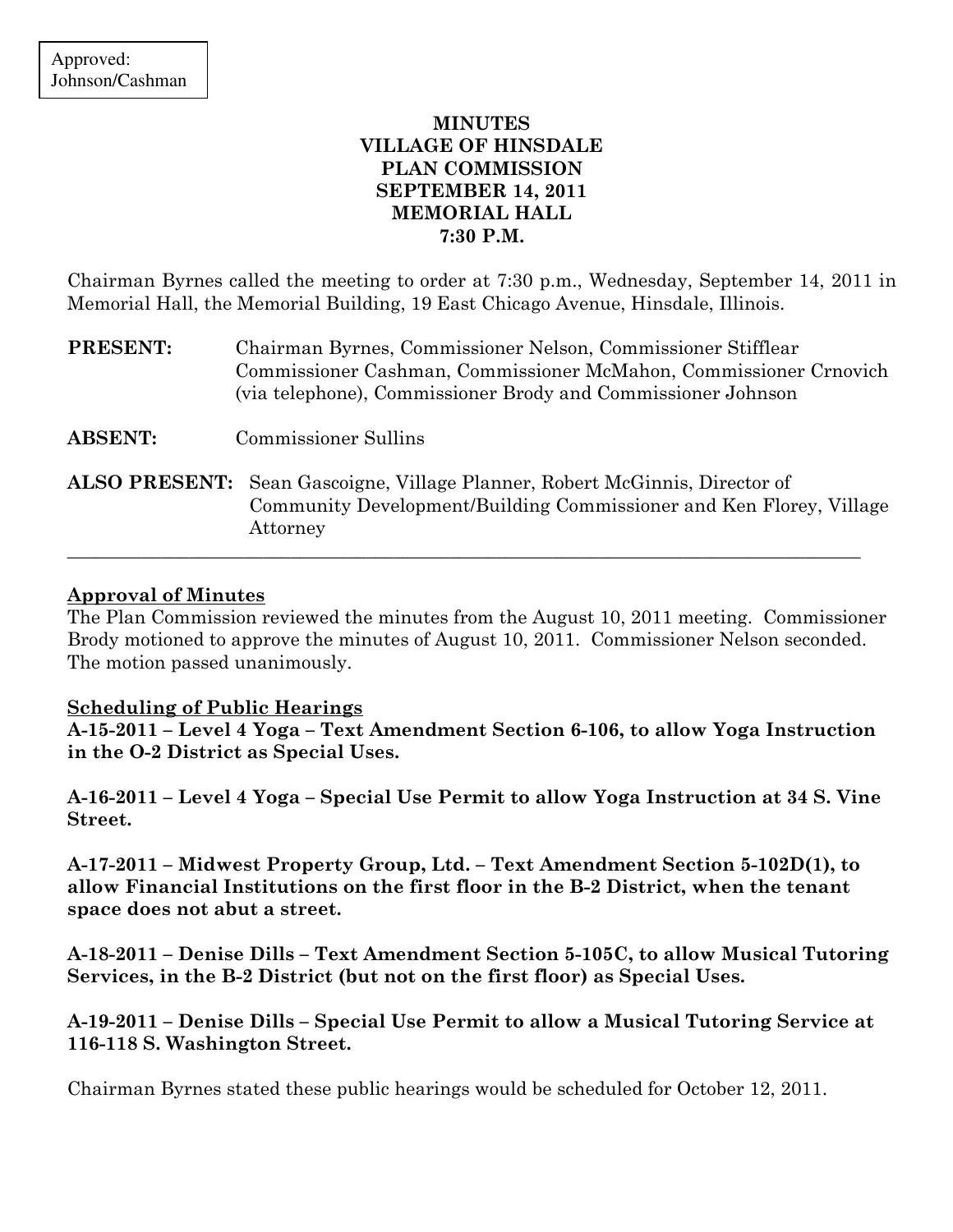Approved: Johnson/Cashman

# MINUTES
# VILLAGE OF HINSDALE
# PLAN COMMISSION
# SEPTEMBER 14, 2011
# MEMORIAL HALL
# 7:30 P.M.

Chairman Byrnes called the meeting to order at 7:30 p.m., Wednesday, September 14, 2011 in Memorial Hall, the Memorial Building, 19 East Chicago Avenue, Hinsdale, Illinois.

**PRESENT:** Chairman Byrnes, Commissioner Nelson, Commissioner Stifflear Commissioner Cashman, Commissioner McMahon, Commissioner Crnovich (via telephone), Commissioner Brody and Commissioner Johnson

**ABSENT:** Commissioner Sullins

**ALSO PRESENT:** Sean Gascoigne, Village Planner, Robert McGinnis, Director of Community Development/Building Commissioner and Ken Florey, Village Attorney

---

**Approval of Minutes**

The Plan Commission reviewed the minutes from the August 10, 2011 meeting. Commissioner Brody motioned to approve the minutes of August 10, 2011. Commissioner Nelson seconded. The motion passed unanimously.

**Scheduling of Public Hearings**

**A-15-2011 – Level 4 Yoga – Text Amendment Section 6-106, to allow Yoga Instruction in the O-2 District as Special Uses.**

**A-16-2011 – Level 4 Yoga – Special Use Permit to allow Yoga Instruction at 34 S. Vine Street.**

**A-17-2011 – Midwest Property Group, Ltd. – Text Amendment Section 5-102D(1), to allow Financial Institutions on the first floor in the B-2 District, when the tenant space does not abut a street.**

**A-18-2011 – Denise Dills – Text Amendment Section 5-105C, to allow Musical Tutoring Services, in the B-2 District (but not on the first floor) as Special Uses.**

**A-19-2011 – Denise Dills – Special Use Permit to allow a Musical Tutoring Service at 116-118 S. Washington Street.**

Chairman Byrnes stated these public hearings would be scheduled for October 12, 2011.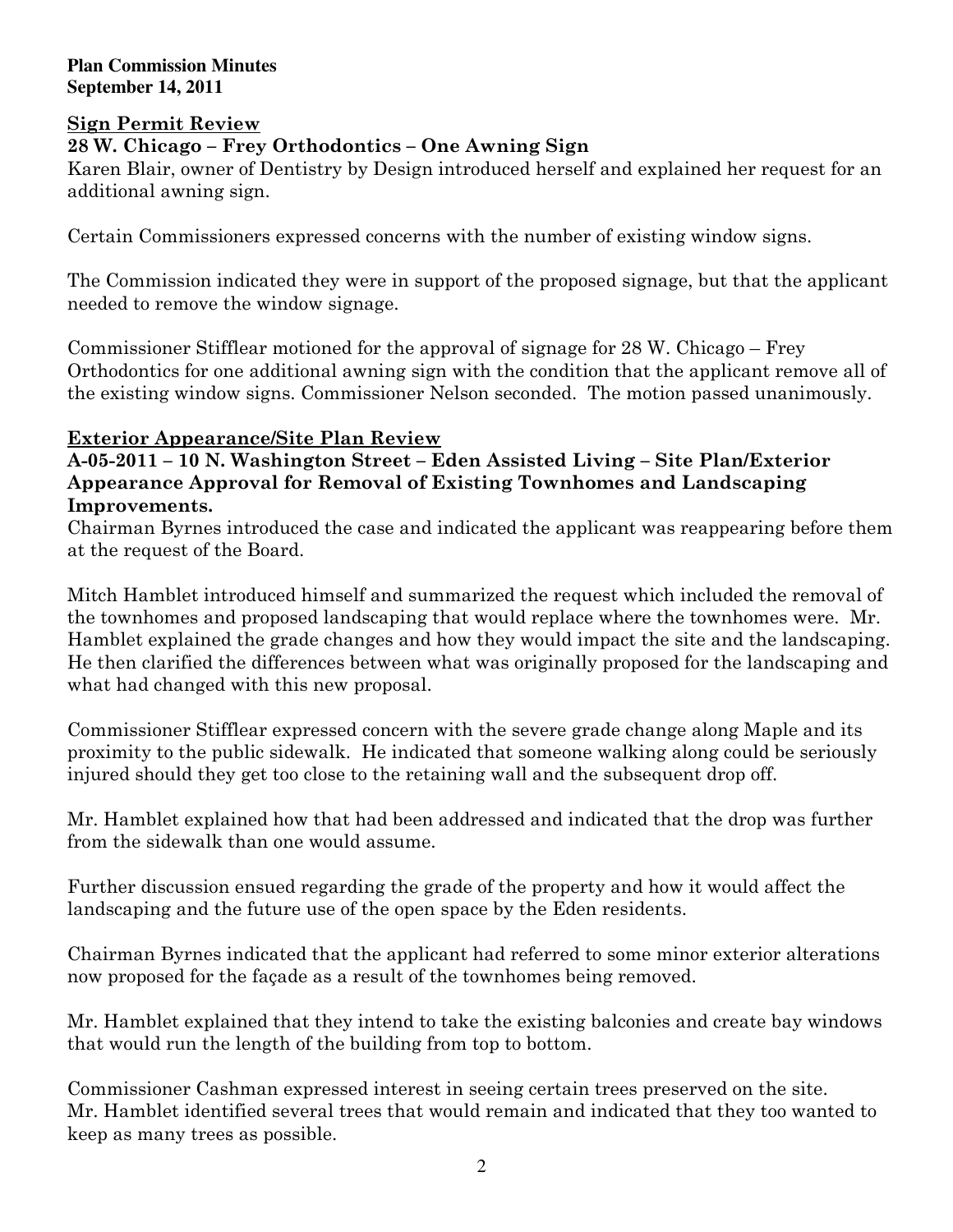**Plan Commission Minutes**
**September 14, 2011**

## Sign Permit Review

### 28 W. Chicago – Frey Orthodontics – One Awning Sign

Karen Blair, owner of Dentistry by Design introduced herself and explained her request for an additional awning sign.

Certain Commissioners expressed concerns with the number of existing window signs.

The Commission indicated they were in support of the proposed signage, but that the applicant needed to remove the window signage.

Commissioner Stifflear motioned for the approval of signage for 28 W. Chicago – Frey Orthodontics for one additional awning sign with the condition that the applicant remove all of the existing window signs. Commissioner Nelson seconded. The motion passed unanimously.

## Exterior Appearance/Site Plan Review

### A-05-2011 – 10 N. Washington Street – Eden Assisted Living – Site Plan/Exterior Appearance Approval for Removal of Existing Townhomes and Landscaping Improvements.

Chairman Byrnes introduced the case and indicated the applicant was reappearing before them at the request of the Board.

Mitch Hamblet introduced himself and summarized the request which included the removal of the townhomes and proposed landscaping that would replace where the townhomes were. Mr. Hamblet explained the grade changes and how they would impact the site and the landscaping. He then clarified the differences between what was originally proposed for the landscaping and what had changed with this new proposal.

Commissioner Stifflear expressed concern with the severe grade change along Maple and its proximity to the public sidewalk. He indicated that someone walking along could be seriously injured should they get too close to the retaining wall and the subsequent drop off.

Mr. Hamblet explained how that had been addressed and indicated that the drop was further from the sidewalk than one would assume.

Further discussion ensued regarding the grade of the property and how it would affect the landscaping and the future use of the open space by the Eden residents.

Chairman Byrnes indicated that the applicant had referred to some minor exterior alterations now proposed for the façade as a result of the townhomes being removed.

Mr. Hamblet explained that they intend to take the existing balconies and create bay windows that would run the length of the building from top to bottom.

Commissioner Cashman expressed interest in seeing certain trees preserved on the site. Mr. Hamblet identified several trees that would remain and indicated that they too wanted to keep as many trees as possible.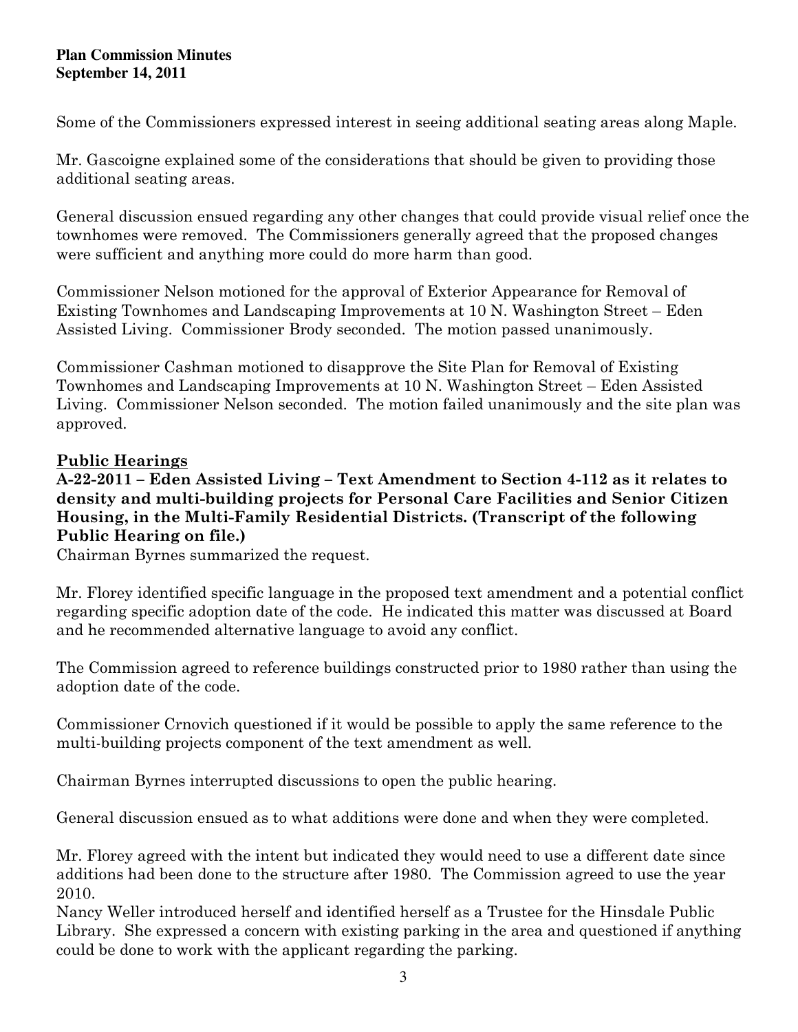Some of the Commissioners expressed interest in seeing additional seating areas along Maple.

Mr. Gascoigne explained some of the considerations that should be given to providing those additional seating areas.

General discussion ensued regarding any other changes that could provide visual relief once the townhomes were removed. The Commissioners generally agreed that the proposed changes were sufficient and anything more could do more harm than good.

Commissioner Nelson motioned for the approval of Exterior Appearance for Removal of Existing Townhomes and Landscaping Improvements at 10 N. Washington Street – Eden Assisted Living. Commissioner Brody seconded. The motion passed unanimously.

Commissioner Cashman motioned to disapprove the Site Plan for Removal of Existing Townhomes and Landscaping Improvements at 10 N. Washington Street – Eden Assisted Living. Commissioner Nelson seconded. The motion failed unanimously and the site plan was approved.

## Public Hearings

**A-22-2011 – Eden Assisted Living – Text Amendment to Section 4-112 as it relates to density and multi-building projects for Personal Care Facilities and Senior Citizen Housing, in the Multi-Family Residential Districts. (Transcript of the following Public Hearing on file.)**

Chairman Byrnes summarized the request.

Mr. Florey identified specific language in the proposed text amendment and a potential conflict regarding specific adoption date of the code. He indicated this matter was discussed at Board and he recommended alternative language to avoid any conflict.

The Commission agreed to reference buildings constructed prior to 1980 rather than using the adoption date of the code.

Commissioner Crnovich questioned if it would be possible to apply the same reference to the multi-building projects component of the text amendment as well.

Chairman Byrnes interrupted discussions to open the public hearing.

General discussion ensued as to what additions were done and when they were completed.

Mr. Florey agreed with the intent but indicated they would need to use a different date since additions had been done to the structure after 1980. The Commission agreed to use the year 2010.

Nancy Weller introduced herself and identified herself as a Trustee for the Hinsdale Public Library. She expressed a concern with existing parking in the area and questioned if anything could be done to work with the applicant regarding the parking.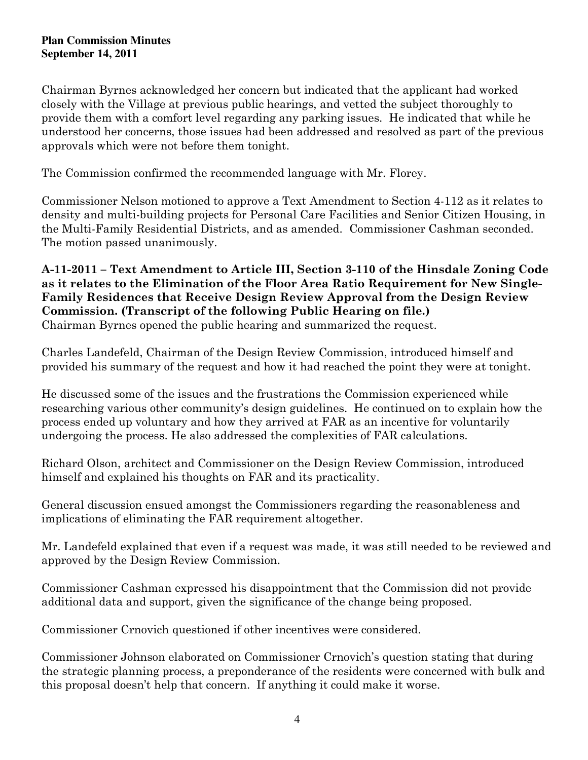Chairman Byrnes acknowledged her concern but indicated that the applicant had worked closely with the Village at previous public hearings, and vetted the subject thoroughly to provide them with a comfort level regarding any parking issues. He indicated that while he understood her concerns, those issues had been addressed and resolved as part of the previous approvals which were not before them tonight.

The Commission confirmed the recommended language with Mr. Florey.

Commissioner Nelson motioned to approve a Text Amendment to Section 4-112 as it relates to density and multi-building projects for Personal Care Facilities and Senior Citizen Housing, in the Multi-Family Residential Districts, and as amended. Commissioner Cashman seconded. The motion passed unanimously.

**A-11-2011 – Text Amendment to Article III, Section 3-110 of the Hinsdale Zoning Code as it relates to the Elimination of the Floor Area Ratio Requirement for New Single-Family Residences that Receive Design Review Approval from the Design Review Commission. (Transcript of the following Public Hearing on file.)**

Chairman Byrnes opened the public hearing and summarized the request.

Charles Landefeld, Chairman of the Design Review Commission, introduced himself and provided his summary of the request and how it had reached the point they were at tonight.

He discussed some of the issues and the frustrations the Commission experienced while researching various other community's design guidelines. He continued on to explain how the process ended up voluntary and how they arrived at FAR as an incentive for voluntarily undergoing the process. He also addressed the complexities of FAR calculations.

Richard Olson, architect and Commissioner on the Design Review Commission, introduced himself and explained his thoughts on FAR and its practicality.

General discussion ensued amongst the Commissioners regarding the reasonableness and implications of eliminating the FAR requirement altogether.

Mr. Landefeld explained that even if a request was made, it was still needed to be reviewed and approved by the Design Review Commission.

Commissioner Cashman expressed his disappointment that the Commission did not provide additional data and support, given the significance of the change being proposed.

Commissioner Crnovich questioned if other incentives were considered.

Commissioner Johnson elaborated on Commissioner Crnovich's question stating that during the strategic planning process, a preponderance of the residents were concerned with bulk and this proposal doesn't help that concern. If anything it could make it worse.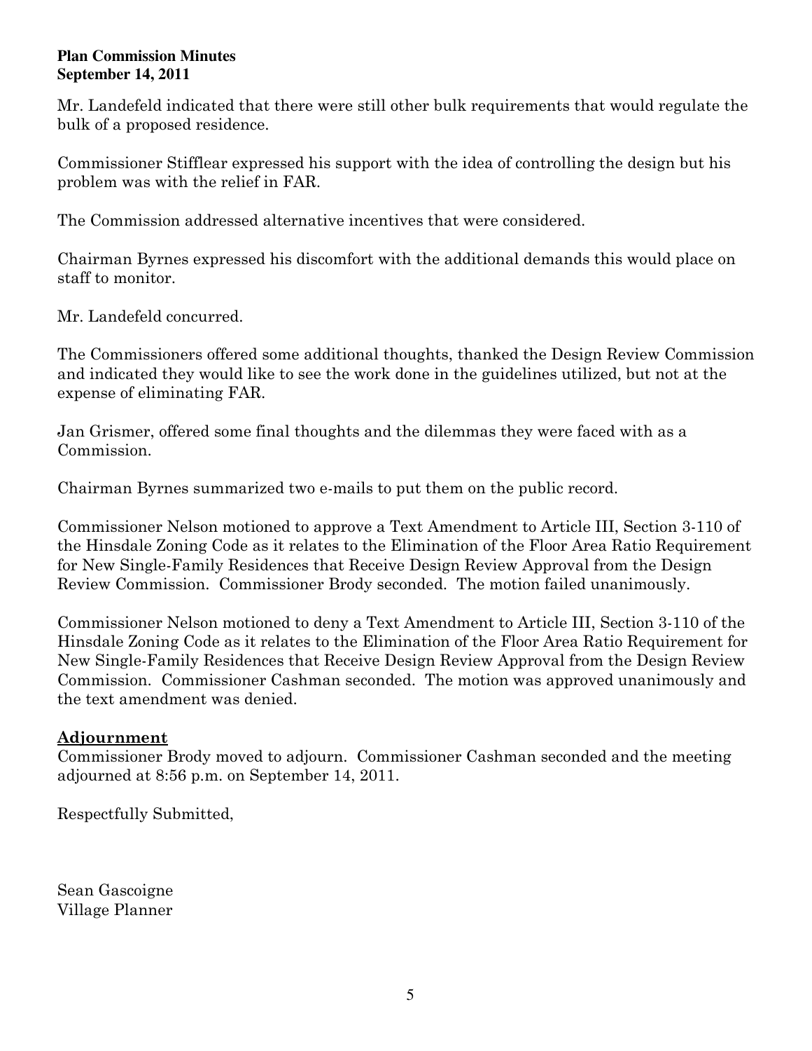Mr. Landefeld indicated that there were still other bulk requirements that would regulate the bulk of a proposed residence.

Commissioner Stifflear expressed his support with the idea of controlling the design but his problem was with the relief in FAR.

The Commission addressed alternative incentives that were considered.

Chairman Byrnes expressed his discomfort with the additional demands this would place on staff to monitor.

Mr. Landefeld concurred.

The Commissioners offered some additional thoughts, thanked the Design Review Commission and indicated they would like to see the work done in the guidelines utilized, but not at the expense of eliminating FAR.

Jan Grismer, offered some final thoughts and the dilemmas they were faced with as a Commission.

Chairman Byrnes summarized two e-mails to put them on the public record.

Commissioner Nelson motioned to approve a Text Amendment to Article III, Section 3-110 of the Hinsdale Zoning Code as it relates to the Elimination of the Floor Area Ratio Requirement for New Single-Family Residences that Receive Design Review Approval from the Design Review Commission. Commissioner Brody seconded. The motion failed unanimously.

Commissioner Nelson motioned to deny a Text Amendment to Article III, Section 3-110 of the Hinsdale Zoning Code as it relates to the Elimination of the Floor Area Ratio Requirement for New Single-Family Residences that Receive Design Review Approval from the Design Review Commission. Commissioner Cashman seconded. The motion was approved unanimously and the text amendment was denied.

## Adjournment

Commissioner Brody moved to adjourn. Commissioner Cashman seconded and the meeting adjourned at 8:56 p.m. on September 14, 2011.

Respectfully Submitted,

Sean Gascoigne
Village Planner